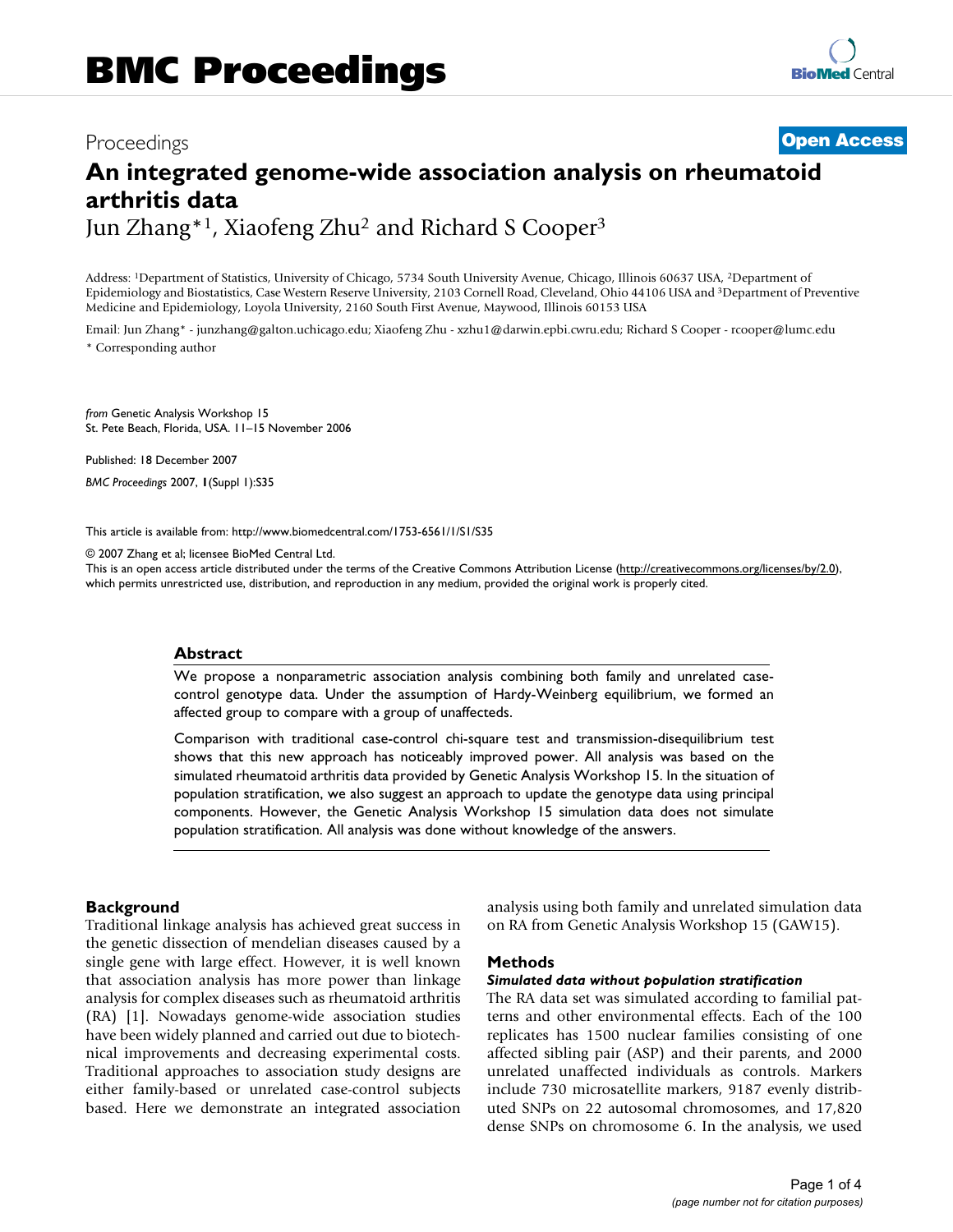# An integrated genome-wide association analysis on rheumatoid arthritis data

Jun Zhang*[1], Xiaofeng Zhu[2] and Richard S Cooper[3]

Address: [1]Department of Statistics, University of Chicago, 5734 South University Avenue, Chicago, Illinois 60637 USA, [2]Department of Epidemiology and Biostatistics, Case Western Reserve University, 2103 Cornell Road, Cleveland, Ohio 44106 USA and [3]Department of Preventive Medicine and Epidemiology, Loyola University, 2160 South First Avenue, Maywood, Illinois 60153 USA

Email: Jun Zhang* - junzhang@galton.uchicago.edu; Xiaofeng Zhu - xzhu1@darwin.epbi.cwru.edu; Richard S Cooper - rcooper@lumc.edu

* Corresponding author

*from* Genetic Analysis Workshop 15
St. Pete Beach, Florida, USA. 11–15 November 2006

Published: 18 December 2007

*BMC Proceedings* 2007, **1**(Suppl 1):S35

This article is available from: http://www.biomedcentral.com/1753-6561/1/S1/S35

© 2007 Zhang et al; licensee BioMed Central Ltd.
This is an open access article distributed under the terms of the Creative Commons Attribution License (http://creativecommons.org/licenses/by/2.0), which permits unrestricted use, distribution, and reproduction in any medium, provided the original work is properly cited.

## Abstract

We propose a nonparametric association analysis combining both family and unrelated case-control genotype data. Under the assumption of Hardy-Weinberg equilibrium, we formed an affected group to compare with a group of unaffecteds.

Comparison with traditional case-control chi-square test and transmission-disequilibrium test shows that this new approach has noticeably improved power. All analysis was based on the simulated rheumatoid arthritis data provided by Genetic Analysis Workshop 15. In the situation of population stratification, we also suggest an approach to update the genotype data using principal components. However, the Genetic Analysis Workshop 15 simulation data does not simulate population stratification. All analysis was done without knowledge of the answers.

## Background

Traditional linkage analysis has achieved great success in the genetic dissection of mendelian diseases caused by a single gene with large effect. However, it is well known that association analysis has more power than linkage analysis for complex diseases such as rheumatoid arthritis (RA) [1]. Nowadays genome-wide association studies have been widely planned and carried out due to biotechnical improvements and decreasing experimental costs. Traditional approaches to association study designs are either family-based or unrelated case-control subjects based. Here we demonstrate an integrated association analysis using both family and unrelated simulation data on RA from Genetic Analysis Workshop 15 (GAW15).

## Methods

### *Simulated data without population stratification*

The RA data set was simulated according to familial patterns and other environmental effects. Each of the 100 replicates has 1500 nuclear families consisting of one affected sibling pair (ASP) and their parents, and 2000 unrelated unaffected individuals as controls. Markers include 730 microsatellite markers, 9187 evenly distributed SNPs on 22 autosomal chromosomes, and 17,820 dense SNPs on chromosome 6. In the analysis, we used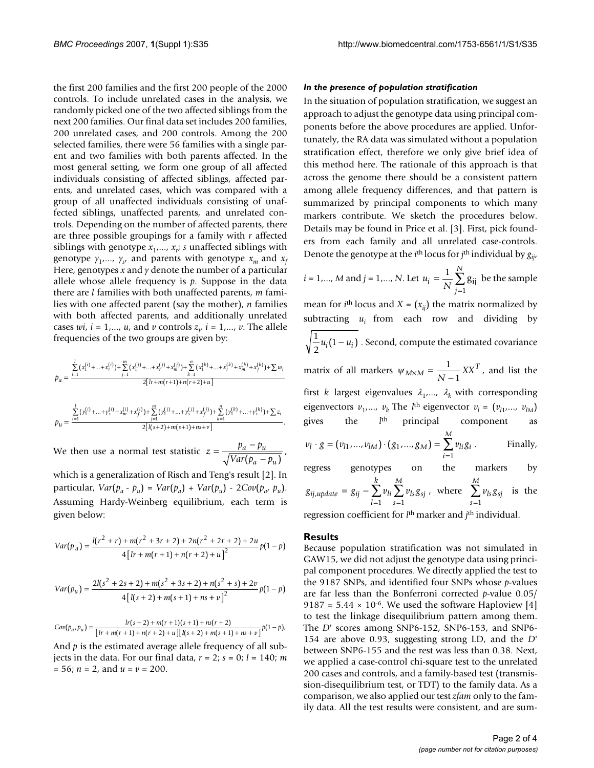the first 200 families and the first 200 people of the 2000 controls. To include unrelated cases in the analysis, we randomly picked one of the two affected siblings from the next 200 families. Our final data set includes 200 families, 200 unrelated cases, and 200 controls. Among the 200 selected families, there were 56 families with a single parent and two families with both parents affected. In the most general setting, we form one group of all affected individuals consisting of affected siblings, affected parents, and unrelated cases, which was compared with a group of all unaffected individuals consisting of unaffected siblings, unaffected parents, and unrelated controls. Depending on the number of affected parents, there are three possible groupings for a family with $r$ affected siblings with genotype $x_1,..., x_r$; $s$ unaffected siblings with genotype $y_1,..., y_s$, and parents with genotype $x_m$ and $x_f$. Here, genotypes $x$ and $y$ denote the number of a particular allele whose allele frequency is $p$. Suppose in the data there are $l$ families with both unaffected parents, $m$ families with one affected parent (say the mother), $n$ families with both affected parents, and additionally unrelated cases $w_i$, $i = 1,..., u$, and $v$ controls $z_i$, $i = 1,..., v$. The allele frequencies of the two groups are given by:

$$p_a = \frac{\sum_{i=1}^{l}(x_1^{(i)}+...+x_r^{(i)})+\sum_{j=1}^{m}(x_1^{(j)}+...+x_r^{(j)}+x_m^{(j)})+\sum_{k=1}^{n}(x_1^{(k)}+...+x_r^{(k)}+x_m^{(k)}+x_f^{(k)})+\sum w_i}{2\left[lr+m(r+1)+n(r+2)+u\right]}$$

$$p_u = \frac{\sum_{i=1}^{l}(y_1^{(i)}+...+y_s^{(i)}+x_m^{(i)}+x_f^{(i)})+\sum_{j=1}^{m}(y_1^{(j)}+...+y_s^{(j)}+x_f^{(j)})+\sum_{k=1}^{n}(y_1^{(k)}+...+y_s^{(k)})+\sum z_i}{2\left[l(s+2)+m(s+1)+ns+v\right]}.$$

We then use a normal test statistic $z = \frac{p_a - p_u}{\sqrt{Var(p_a - p_u)}}$, which is a generalization of Risch and Teng's result [2]. In particular, $Var(p_a - p_u) = Var(p_a) + Var(p_u) - 2Cov(p_a, p_u)$. Assuming Hardy-Weinberg equilibrium, each term is given below:

$$Var(p_a) = \frac{l(r^2+r)+m(r^2+3r+2)+2n(r^2+2r+2)+2u}{4\left[lr+m(r+1)+n(r+2)+u\right]^2}p(1-p)$$

$$Var(p_u) = \frac{2l(s^2+2s+2)+m(s^2+3s+2)+n(s^2+s)+2v}{4\left[l(s+2)+m(s+1)+ns+v\right]^2}p(1-p)$$

$$Cov(p_a, p_u) = \frac{lr(s+2)+m(r+1)(s+1)+ns(r+2)}{\left[lr+m(r+1)+n(r+2)+u\right]\left[l(s+2)+m(s+1)+ns+v\right]}p(1-p),$$

And $p$ is the estimated average allele frequency of all subjects in the data. For our final data, $r = 2$; $s = 0$; $l = 140$; $m = 56$; $n = 2$, and $u = v = 200$.

### *In the presence of population stratification*

In the situation of population stratification, we suggest an approach to adjust the genotype data using principal components before the above procedures are applied. Unfortunately, the RA data was simulated without a population stratification effect, therefore we only give brief idea of this method here. The rationale of this approach is that across the genome there should be a consistent pattern among allele frequency differences, and that pattern is summarized by principal components to which many markers contribute. We sketch the procedures below. Details may be found in Price et al. [3]. First, pick founders from each family and all unrelated case-controls. Denote the genotype at the $i^{th}$ locus for $j^{th}$ individual by $g_{ij}$, $i = 1,..., M$ and $j = 1,..., N$. Let $u_i = \frac{1}{N}\sum_{j=1}^{N} g_{ij}$ be the sample mean for $i^{th}$ locus and $X = (x_{ij})$ the matrix normalized by subtracting $u_i$ from each row and dividing by $\sqrt{\frac{1}{2}u_i(1-u_i)}$. Second, compute the estimated covariance matrix of all markers $\psi_{M\times M} = \frac{1}{N-1}XX^T$, and list the first $k$ largest eigenvalues $\lambda_1,..., \lambda_k$ with corresponding eigenvectors $v_1,..., v_k$. The $l^{th}$ eigenvector $v_l = (v_{l1},..., v_{lM})$ gives the $l^{th}$ principal component as $v_l \cdot g = (v_{l1},..., v_{lM}) \cdot (g_1,..., g_M) = \sum_{i=1}^{M} v_{li} g_i$. Finally, regress genotypes on the markers by $g_{ij,update} = g_{ij} - \sum_{l=1}^{k} v_{li} \sum_{s=1}^{M} v_{ls} g_{sj}$, where $\sum_{s=1}^{M} v_{ls} g_{sj}$ is the regression coefficient for $l^{th}$ marker and $j^{th}$ individual.

## Results

Because population stratification was not simulated in GAW15, we did not adjust the genotype data using principal component procedures. We directly applied the test to the 9187 SNPs, and identified four SNPs whose $p$-values are far less than the Bonferroni corrected $p$-value $0.05/9187 = 5.44 \times 10^{-6}$. We used the software Haploview [4] to test the linkage disequilibrium pattern among them. The $D'$ scores among SNP6-152, SNP6-153, and SNP6-154 are above 0.93, suggesting strong LD, and the $D'$ between SNP6-155 and the rest was less than 0.38. Next, we applied a case-control chi-square test to the unrelated 200 cases and controls, and a family-based test (transmission-disequilibrium test, or TDT) to the family data. As a comparison, we also applied our test *zfam* only to the family data. All the test results were consistent, and are sum-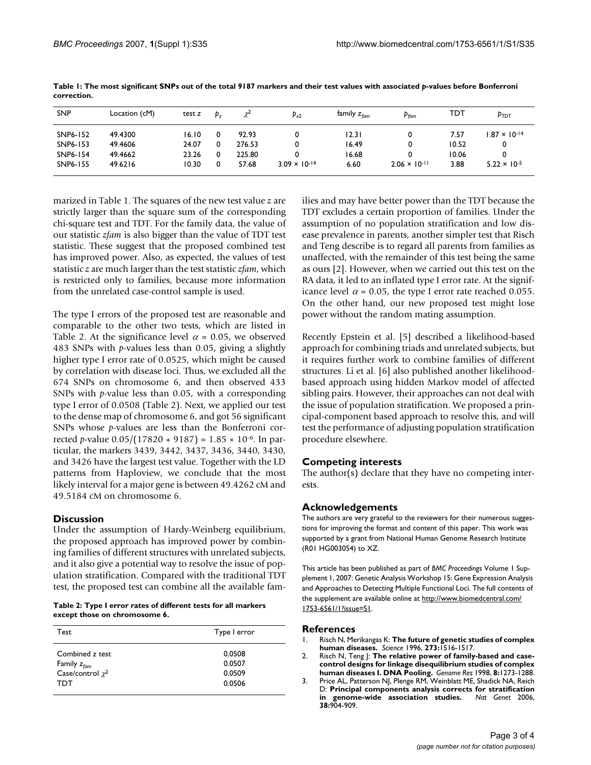**Table 1: The most significant SNPs out of the total 9187 markers and their test values with associated *p*-values before Bonferroni correction.**

| SNP | Location (cM) | test z | $p_z$ | $\chi^2$ | $p_{\chi 2}$ | family $z_{fam}$ | $p_{fam}$ | TDT | $p_{TDT}$ |
|---|---|---|---|---|---|---|---|---|---|
| SNP6-152 | 49.4300 | 16.10 | 0 | 92.93 | 0 | 12.31 | 0 | 7.57 | $1.87 \times 10^{-14}$ |
| SNP6-153 | 49.4606 | 24.07 | 0 | 276.53 | 0 | 16.49 | 0 | 10.52 | 0 |
| SNP6-154 | 49.4662 | 23.26 | 0 | 225.80 | 0 | 16.68 | 0 | 10.06 | 0 |
| SNP6-155 | 49.6216 | 10.30 | 0 | 57.68 | $3.09 \times 10^{-14}$ | 6.60 | $2.06 \times 10^{-11}$ | 3.88 | $5.22 \times 10^{-5}$ |

marized in Table 1. The squares of the new test value *z* are strictly larger than the square sum of the corresponding chi-square test and TDT. For the family data, the value of our statistic *zfam* is also bigger than the value of TDT test statistic. These suggest that the proposed combined test has improved power. Also, as expected, the values of test statistic *z* are much larger than the test statistic *zfam*, which is restricted only to families, because more information from the unrelated case-control sample is used.

The type I errors of the proposed test are reasonable and comparable to the other two tests, which are listed in Table 2. At the significance level $\alpha = 0.05$, we observed 483 SNPs with *p*-values less than 0.05, giving a slightly higher type I error rate of 0.0525, which might be caused by correlation with disease loci. Thus, we excluded all the 674 SNPs on chromosome 6, and then observed 433 SNPs with *p*-value less than 0.05, with a corresponding type I error of 0.0508 (Table 2). Next, we applied our test to the dense map of chromosome 6, and got 56 significant SNPs whose *p*-values are less than the Bonferroni corrected *p*-value $0.05/(17820 + 9187) = 1.85 \times 10^{-6}$. In particular, the markers 3439, 3442, 3437, 3436, 3440, 3430, and 3426 have the largest test value. Together with the LD patterns from Haploview, we conclude that the most likely interval for a major gene is between 49.4262 cM and 49.5184 cM on chromosome 6.

## Discussion

Under the assumption of Hardy-Weinberg equilibrium, the proposed approach has improved power by combining families of different structures with unrelated subjects, and it also give a potential way to resolve the issue of population stratification. Compared with the traditional TDT test, the proposed test can combine all the available families and may have better power than the TDT because the TDT excludes a certain proportion of families. Under the assumption of no population stratification and low disease prevalence in parents, another simpler test that Risch and Teng describe is to regard all parents from families as unaffected, with the remainder of this test being the same as ours [2]. However, when we carried out this test on the RA data, it led to an inflated type I error rate. At the significance level $\alpha = 0.05$, the type I error rate reached 0.055. On the other hand, our new proposed test might lose power without the random mating assumption.

**Table 2: Type I error rates of different tests for all markers except those on chromosome 6.**

| Test | Type I error |
|---|---|
| Combined z test | 0.0508 |
| Family $z_{fam}$ | 0.0507 |
| Case/control $\chi^2$ | 0.0509 |
| TDT | 0.0506 |

Recently Epstein et al. [5] described a likelihood-based approach for combining triads and unrelated subjects, but it requires further work to combine families of different structures. Li et al. [6] also published another likelihood-based approach using hidden Markov model of affected sibling pairs. However, their approaches can not deal with the issue of population stratification. We proposed a principal-component based approach to resolve this, and will test the performance of adjusting population stratification procedure elsewhere.

## Competing interests

The author(s) declare that they have no competing interests.

## Acknowledgements

The authors are very grateful to the reviewers for their numerous suggestions for improving the format and content of this paper. This work was supported by a grant from National Human Genome Research Institute (R01 HG003054) to XZ.

This article has been published as part of *BMC Proceedings* Volume 1 Supplement 1, 2007: Genetic Analysis Workshop 15: Gene Expression Analysis and Approaches to Detecting Multiple Functional Loci. The full contents of the supplement are available online at http://www.biomedcentral.com/1753-6561/1?issue=S1.

## References

1. Risch N, Merikangas K: **The future of genetic studies of complex human diseases.** *Science* 1996, **273:**1516-1517.
2. Risch N, Teng J: **The relative power of family-based and case-control designs for linkage disequilibrium studies of complex human diseases I. DNA Pooling.** *Genome Res* 1998, **8:**1273-1288.
3. Price AL, Patterson NJ, Plenge RM, Weinblatt ME, Shadick NA, Reich D: **Principal components analysis corrects for stratification in genome-wide association studies.** *Nat Genet* 2006, **38:**904-909.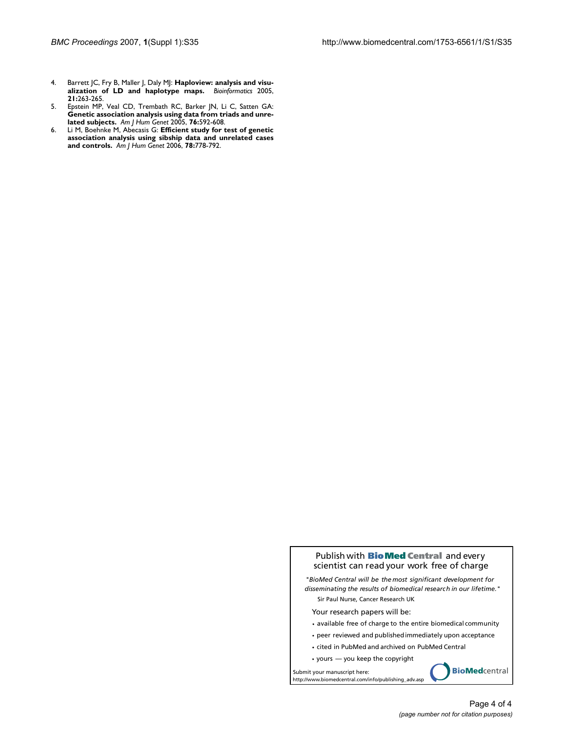4. Barrett JC, Fry B, Maller J, Daly MJ: **Haploview: analysis and visualization of LD and haplotype maps.** *Bioinformatics* 2005, **21:**263-265.
5. Epstein MP, Veal CD, Trembath RC, Barker JN, Li C, Satten GA: **Genetic association analysis using data from triads and unrelated subjects.** *Am J Hum Genet* 2005, **76:**592-608.
6. Li M, Boehnke M, Abecasis G: **Efficient study for test of genetic association analysis using sibship data and unrelated cases and controls.** *Am J Hum Genet* 2006, **78:**778-792.

Publish with **BioMed Central** and every scientist can read your work free of charge

*"BioMed Central will be the most significant development for disseminating the results of biomedical research in our lifetime."*

Sir Paul Nurse, Cancer Research UK

Your research papers will be:

- available free of charge to the entire biomedical community
- peer reviewed and published immediately upon acceptance
- cited in PubMed and archived on PubMed Central
- yours — you keep the copyright

Submit your manuscript here:
http://www.biomedcentral.com/info/publishing_adv.asp

**BioMed**central